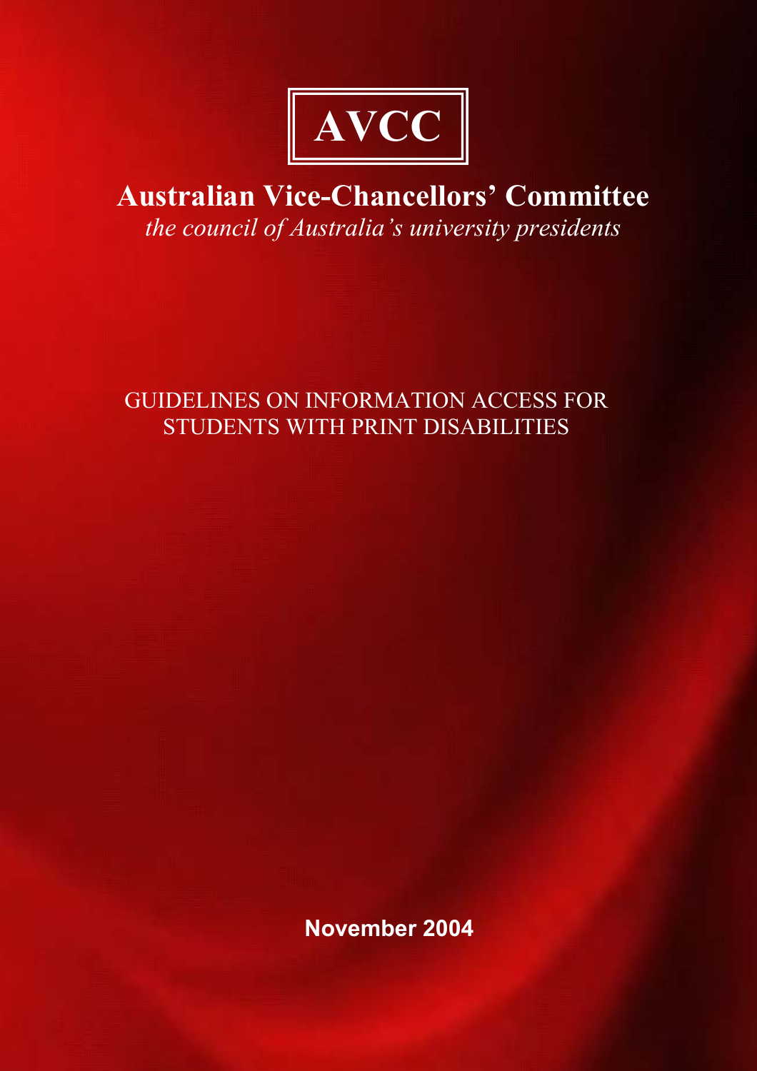# AVCC

## Australian Vice-Chancellors' Committee

*the council of Australia's university presidents*

GUIDELINES ON INFORMATION ACCESS FOR STUDENTS WITH PRINT DISABILITIES

**November 2004**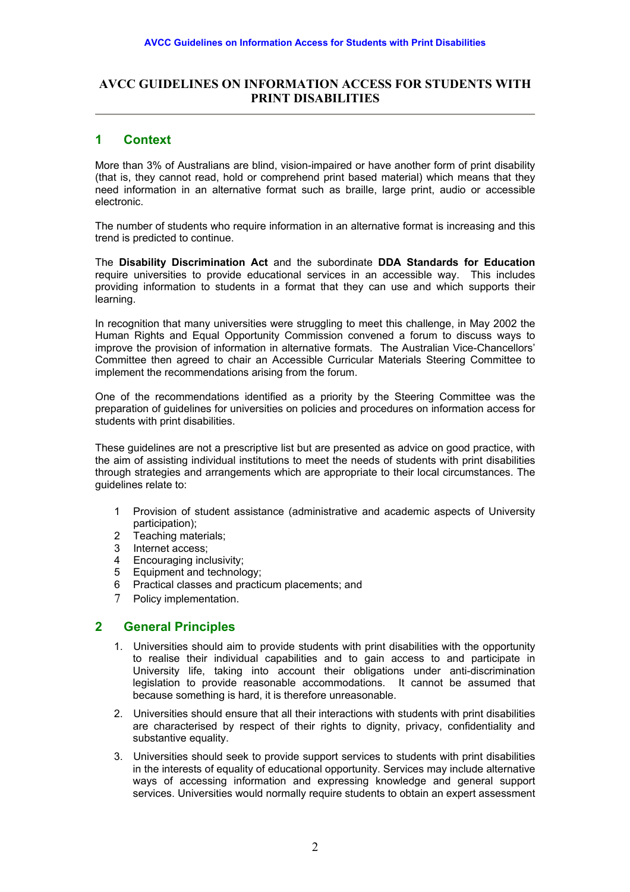# AVCC GUIDELINES ON INFORMATION ACCESS FOR STUDENTS WITH PRINT DISABILITIES

## 1 Context

More than 3% of Australians are blind, vision-impaired or have another form of print disability (that is, they cannot read, hold or comprehend print based material) which means that they need information in an alternative format such as braille, large print, audio or accessible electronic.

The number of students who require information in an alternative format is increasing and this trend is predicted to continue.

The **Disability Discrimination Act** and the subordinate **DDA Standards for Education** require universities to provide educational services in an accessible way. This includes providing information to students in a format that they can use and which supports their learning.

In recognition that many universities were struggling to meet this challenge, in May 2002 the Human Rights and Equal Opportunity Commission convened a forum to discuss ways to improve the provision of information in alternative formats. The Australian Vice-Chancellors' Committee then agreed to chair an Accessible Curricular Materials Steering Committee to implement the recommendations arising from the forum.

One of the recommendations identified as a priority by the Steering Committee was the preparation of guidelines for universities on policies and procedures on information access for students with print disabilities.

These guidelines are not a prescriptive list but are presented as advice on good practice, with the aim of assisting individual institutions to meet the needs of students with print disabilities through strategies and arrangements which are appropriate to their local circumstances. The guidelines relate to:

1 Provision of student assistance (administrative and academic aspects of University participation);
2 Teaching materials;
3 Internet access;
4 Encouraging inclusivity;
5 Equipment and technology;
6 Practical classes and practicum placements; and
7 Policy implementation.

## 2 General Principles

1. Universities should aim to provide students with print disabilities with the opportunity to realise their individual capabilities and to gain access to and participate in University life, taking into account their obligations under anti-discrimination legislation to provide reasonable accommodations. It cannot be assumed that because something is hard, it is therefore unreasonable.

2. Universities should ensure that all their interactions with students with print disabilities are characterised by respect of their rights to dignity, privacy, confidentiality and substantive equality.

3. Universities should seek to provide support services to students with print disabilities in the interests of equality of educational opportunity. Services may include alternative ways of accessing information and expressing knowledge and general support services. Universities would normally require students to obtain an expert assessment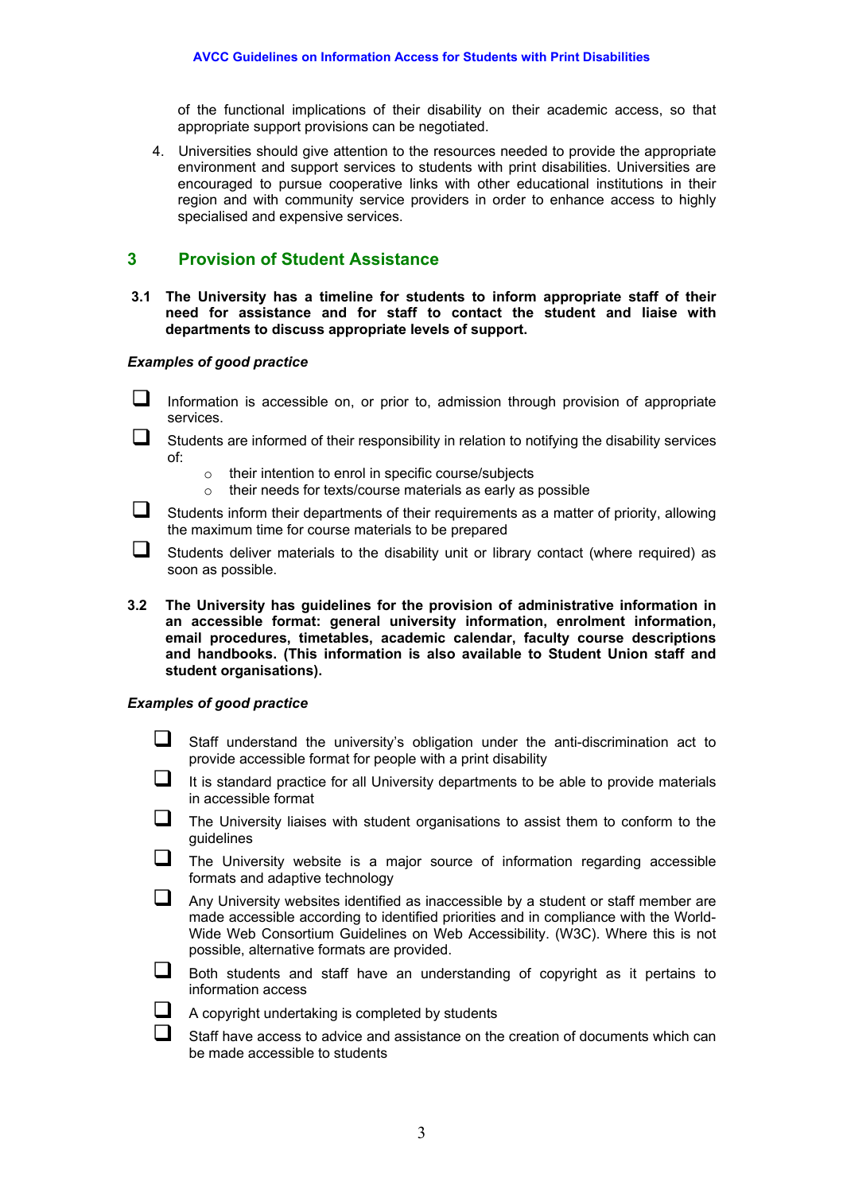of the functional implications of their disability on their academic access, so that appropriate support provisions can be negotiated.

4. Universities should give attention to the resources needed to provide the appropriate environment and support services to students with print disabilities. Universities are encouraged to pursue cooperative links with other educational institutions in their region and with community service providers in order to enhance access to highly specialised and expensive services.

## 3 Provision of Student Assistance

**3.1 The University has a timeline for students to inform appropriate staff of their need for assistance and for staff to contact the student and liaise with departments to discuss appropriate levels of support.**

***Examples of good practice***

- ❑ Information is accessible on, or prior to, admission through provision of appropriate services.
- ❑ Students are informed of their responsibility in relation to notifying the disability services of:
  - their intention to enrol in specific course/subjects
  - their needs for texts/course materials as early as possible
- ❑ Students inform their departments of their requirements as a matter of priority, allowing the maximum time for course materials to be prepared
- ❑ Students deliver materials to the disability unit or library contact (where required) as soon as possible.

**3.2 The University has guidelines for the provision of administrative information in an accessible format: general university information, enrolment information, email procedures, timetables, academic calendar, faculty course descriptions and handbooks. (This information is also available to Student Union staff and student organisations).**

***Examples of good practice***

- ❑ Staff understand the university's obligation under the anti-discrimination act to provide accessible format for people with a print disability
- ❑ It is standard practice for all University departments to be able to provide materials in accessible format
- ❑ The University liaises with student organisations to assist them to conform to the guidelines
- ❑ The University website is a major source of information regarding accessible formats and adaptive technology
- ❑ Any University websites identified as inaccessible by a student or staff member are made accessible according to identified priorities and in compliance with the World-Wide Web Consortium Guidelines on Web Accessibility. (W3C). Where this is not possible, alternative formats are provided.
- ❑ Both students and staff have an understanding of copyright as it pertains to information access
- ❑ A copyright undertaking is completed by students
- ❑ Staff have access to advice and assistance on the creation of documents which can be made accessible to students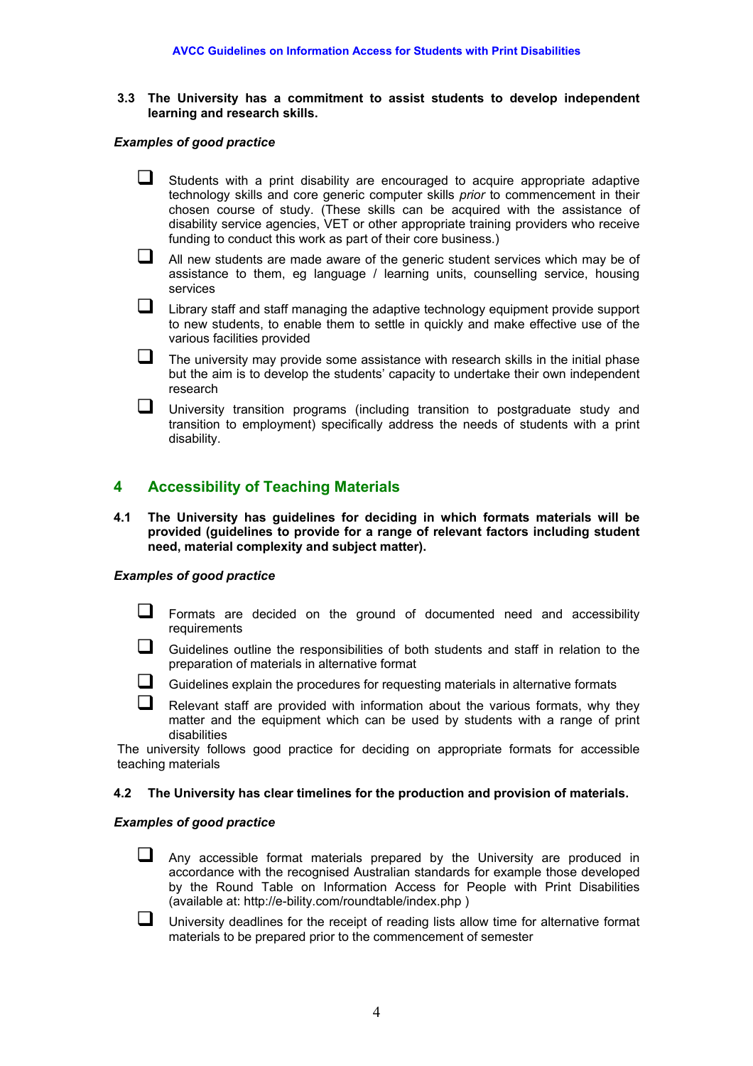**3.3 The University has a commitment to assist students to develop independent learning and research skills.**

***Examples of good practice***

- Students with a print disability are encouraged to acquire appropriate adaptive technology skills and core generic computer skills *prior* to commencement in their chosen course of study. (These skills can be acquired with the assistance of disability service agencies, VET or other appropriate training providers who receive funding to conduct this work as part of their core business.)
- All new students are made aware of the generic student services which may be of assistance to them, eg language / learning units, counselling service, housing services
- Library staff and staff managing the adaptive technology equipment provide support to new students, to enable them to settle in quickly and make effective use of the various facilities provided
- The university may provide some assistance with research skills in the initial phase but the aim is to develop the students' capacity to undertake their own independent research
- University transition programs (including transition to postgraduate study and transition to employment) specifically address the needs of students with a print disability.

## 4 Accessibility of Teaching Materials

**4.1 The University has guidelines for deciding in which formats materials will be provided (guidelines to provide for a range of relevant factors including student need, material complexity and subject matter).**

***Examples of good practice***

- Formats are decided on the ground of documented need and accessibility requirements
- Guidelines outline the responsibilities of both students and staff in relation to the preparation of materials in alternative format
- Guidelines explain the procedures for requesting materials in alternative formats
- Relevant staff are provided with information about the various formats, why they matter and the equipment which can be used by students with a range of print disabilities

The university follows good practice for deciding on appropriate formats for accessible teaching materials

**4.2 The University has clear timelines for the production and provision of materials.**

***Examples of good practice***

- Any accessible format materials prepared by the University are produced in accordance with the recognised Australian standards for example those developed by the Round Table on Information Access for People with Print Disabilities (available at: http://e-bility.com/roundtable/index.php )
- University deadlines for the receipt of reading lists allow time for alternative format materials to be prepared prior to the commencement of semester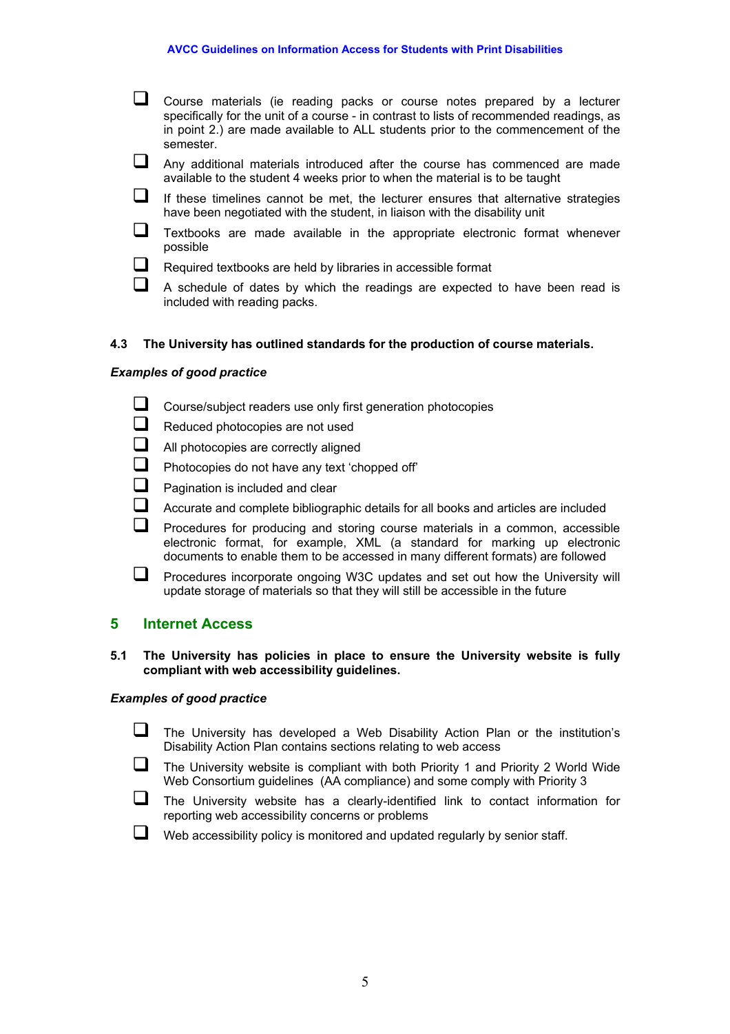- Course materials (ie reading packs or course notes prepared by a lecturer specifically for the unit of a course - in contrast to lists of recommended readings, as in point 2.) are made available to ALL students prior to the commencement of the semester.
- Any additional materials introduced after the course has commenced are made available to the student 4 weeks prior to when the material is to be taught
- If these timelines cannot be met, the lecturer ensures that alternative strategies have been negotiated with the student, in liaison with the disability unit
- Textbooks are made available in the appropriate electronic format whenever possible
- Required textbooks are held by libraries in accessible format
- A schedule of dates by which the readings are expected to have been read is included with reading packs.

### 4.3 The University has outlined standards for the production of course materials.

***Examples of good practice***

- Course/subject readers use only first generation photocopies
- Reduced photocopies are not used
- All photocopies are correctly aligned
- Photocopies do not have any text 'chopped off'
- Pagination is included and clear
- Accurate and complete bibliographic details for all books and articles are included
- Procedures for producing and storing course materials in a common, accessible electronic format, for example, XML (a standard for marking up electronic documents to enable them to be accessed in many different formats) are followed
- Procedures incorporate ongoing W3C updates and set out how the University will update storage of materials so that they will still be accessible in the future

## 5 Internet Access

### 5.1 The University has policies in place to ensure the University website is fully compliant with web accessibility guidelines.

***Examples of good practice***

- The University has developed a Web Disability Action Plan or the institution's Disability Action Plan contains sections relating to web access
- The University website is compliant with both Priority 1 and Priority 2 World Wide Web Consortium guidelines (AA compliance) and some comply with Priority 3
- The University website has a clearly-identified link to contact information for reporting web accessibility concerns or problems
- Web accessibility policy is monitored and updated regularly by senior staff.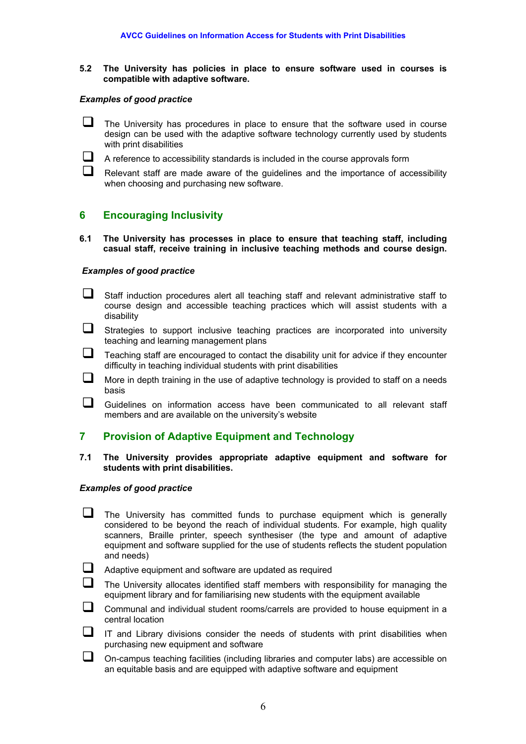**5.2 The University has policies in place to ensure software used in courses is compatible with adaptive software.**

***Examples of good practice***

- [ ] The University has procedures in place to ensure that the software used in course design can be used with the adaptive software technology currently used by students with print disabilities
- [ ] A reference to accessibility standards is included in the course approvals form
- [ ] Relevant staff are made aware of the guidelines and the importance of accessibility when choosing and purchasing new software.

## 6 Encouraging Inclusivity

**6.1 The University has processes in place to ensure that teaching staff, including casual staff, receive training in inclusive teaching methods and course design.**

***Examples of good practice***

- [ ] Staff induction procedures alert all teaching staff and relevant administrative staff to course design and accessible teaching practices which will assist students with a disability
- [ ] Strategies to support inclusive teaching practices are incorporated into university teaching and learning management plans
- [ ] Teaching staff are encouraged to contact the disability unit for advice if they encounter difficulty in teaching individual students with print disabilities
- [ ] More in depth training in the use of adaptive technology is provided to staff on a needs basis
- [ ] Guidelines on information access have been communicated to all relevant staff members and are available on the university's website

## 7 Provision of Adaptive Equipment and Technology

**7.1 The University provides appropriate adaptive equipment and software for students with print disabilities.**

***Examples of good practice***

- [ ] The University has committed funds to purchase equipment which is generally considered to be beyond the reach of individual students. For example, high quality scanners, Braille printer, speech synthesiser (the type and amount of adaptive equipment and software supplied for the use of students reflects the student population and needs)
- [ ] Adaptive equipment and software are updated as required
- [ ] The University allocates identified staff members with responsibility for managing the equipment library and for familiarising new students with the equipment available
- [ ] Communal and individual student rooms/carrels are provided to house equipment in a central location
- [ ] IT and Library divisions consider the needs of students with print disabilities when purchasing new equipment and software
- [ ] On-campus teaching facilities (including libraries and computer labs) are accessible on an equitable basis and are equipped with adaptive software and equipment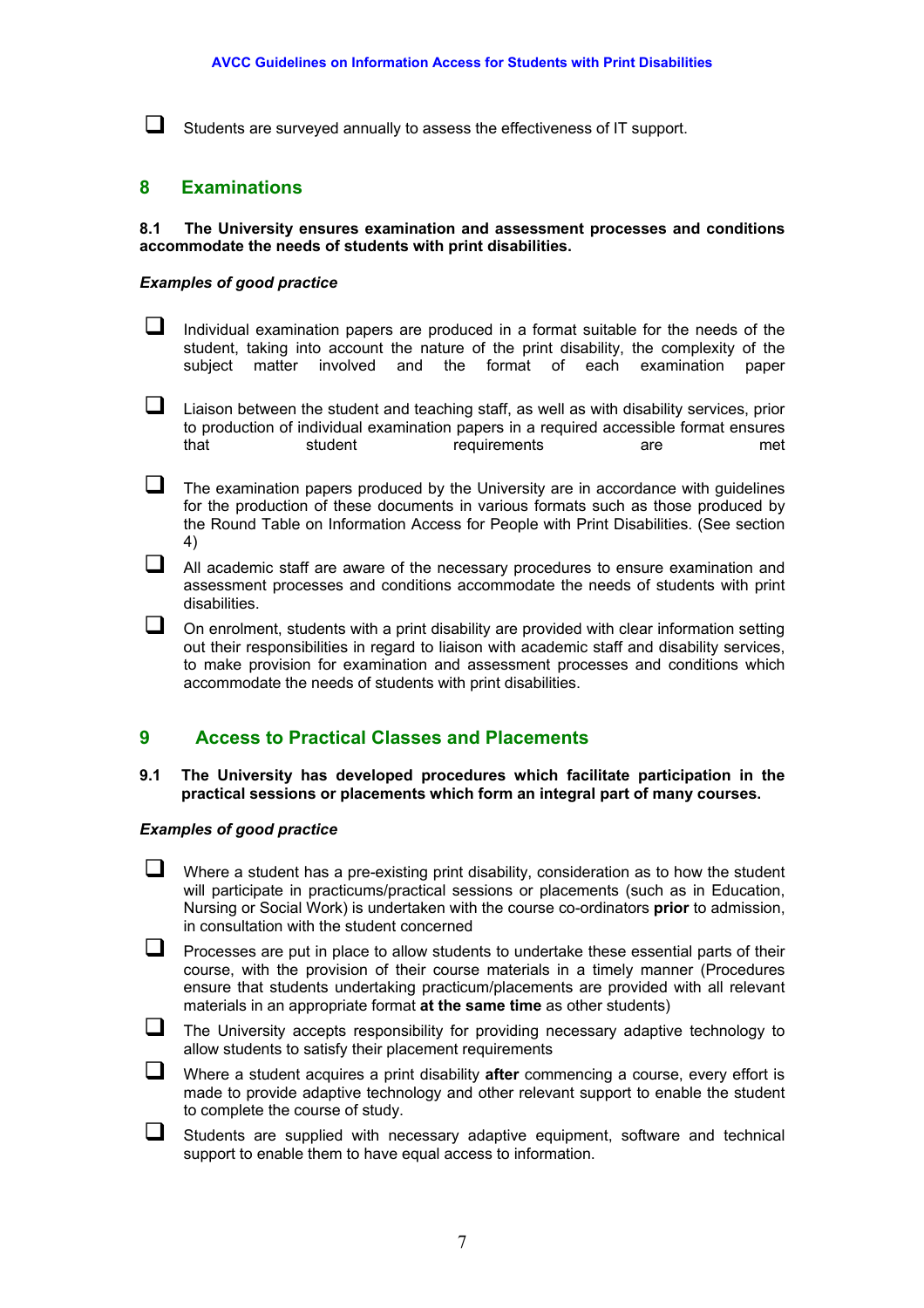- [ ] Students are surveyed annually to assess the effectiveness of IT support.

## 8 Examinations

**8.1 The University ensures examination and assessment processes and conditions accommodate the needs of students with print disabilities.**

***Examples of good practice***

- [ ] Individual examination papers are produced in a format suitable for the needs of the student, taking into account the nature of the print disability, the complexity of the subject matter involved and the format of each examination paper
- [ ] Liaison between the student and teaching staff, as well as with disability services, prior to production of individual examination papers in a required accessible format ensures that student requirements are met
- [ ] The examination papers produced by the University are in accordance with guidelines for the production of these documents in various formats such as those produced by the Round Table on Information Access for People with Print Disabilities. (See section 4)
- [ ] All academic staff are aware of the necessary procedures to ensure examination and assessment processes and conditions accommodate the needs of students with print disabilities.
- [ ] On enrolment, students with a print disability are provided with clear information setting out their responsibilities in regard to liaison with academic staff and disability services, to make provision for examination and assessment processes and conditions which accommodate the needs of students with print disabilities.

## 9 Access to Practical Classes and Placements

**9.1 The University has developed procedures which facilitate participation in the practical sessions or placements which form an integral part of many courses.**

***Examples of good practice***

- [ ] Where a student has a pre-existing print disability, consideration as to how the student will participate in practicums/practical sessions or placements (such as in Education, Nursing or Social Work) is undertaken with the course co-ordinators **prior** to admission, in consultation with the student concerned
- [ ] Processes are put in place to allow students to undertake these essential parts of their course, with the provision of their course materials in a timely manner (Procedures ensure that students undertaking practicum/placements are provided with all relevant materials in an appropriate format **at the same time** as other students)
- [ ] The University accepts responsibility for providing necessary adaptive technology to allow students to satisfy their placement requirements
- [ ] Where a student acquires a print disability **after** commencing a course, every effort is made to provide adaptive technology and other relevant support to enable the student to complete the course of study.
- [ ] Students are supplied with necessary adaptive equipment, software and technical support to enable them to have equal access to information.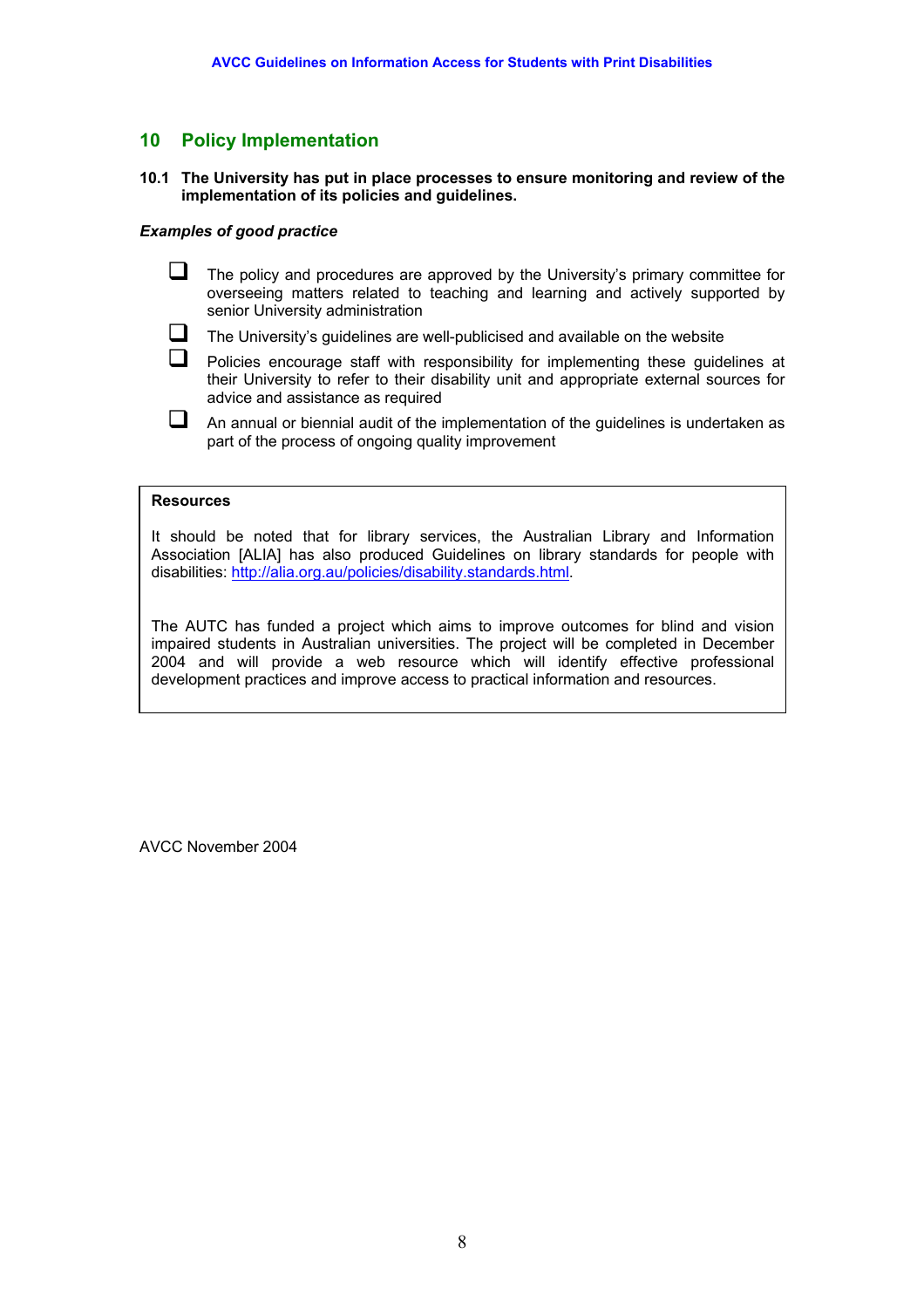## 10 Policy Implementation

**10.1 The University has put in place processes to ensure monitoring and review of the implementation of its policies and guidelines.**

***Examples of good practice***

- ❑ The policy and procedures are approved by the University's primary committee for overseeing matters related to teaching and learning and actively supported by senior University administration
- ❑ The University's guidelines are well-publicised and available on the website
- ❑ Policies encourage staff with responsibility for implementing these guidelines at their University to refer to their disability unit and appropriate external sources for advice and assistance as required
- ❑ An annual or biennial audit of the implementation of the guidelines is undertaken as part of the process of ongoing quality improvement

**Resources**

It should be noted that for library services, the Australian Library and Information Association [ALIA] has also produced Guidelines on library standards for people with disabilities: http://alia.org.au/policies/disability.standards.html.

The AUTC has funded a project which aims to improve outcomes for blind and vision impaired students in Australian universities. The project will be completed in December 2004 and will provide a web resource which will identify effective professional development practices and improve access to practical information and resources.

AVCC November 2004